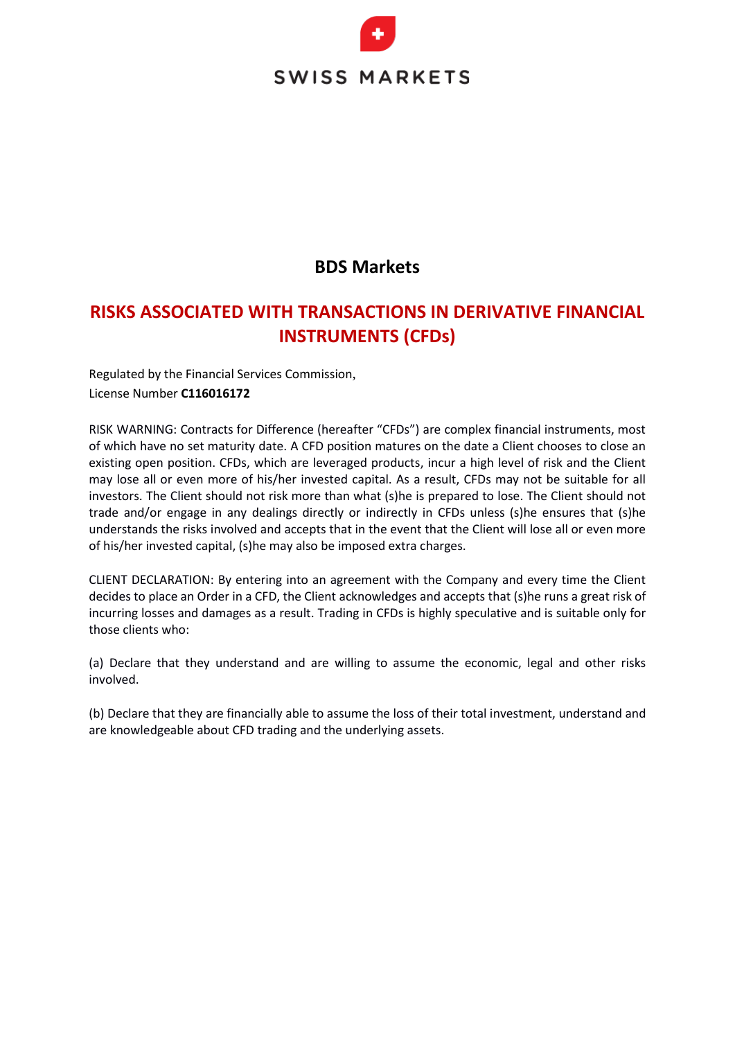SWISS MARKETS

# BDS Markets

## RISKS ASSOCIATED WITH TRANSACTIONS IN DERIVATIVE FINANCIAL INSTRUMENTS (CFDs)

Regulated by the Financial Services Commission,
License Number **C116016172**

RISK WARNING: Contracts for Difference (hereafter "CFDs") are complex financial instruments, most of which have no set maturity date. A CFD position matures on the date a Client chooses to close an existing open position. CFDs, which are leveraged products, incur a high level of risk and the Client may lose all or even more of his/her invested capital. As a result, CFDs may not be suitable for all investors. The Client should not risk more than what (s)he is prepared to lose. The Client should not trade and/or engage in any dealings directly or indirectly in CFDs unless (s)he ensures that (s)he understands the risks involved and accepts that in the event that the Client will lose all or even more of his/her invested capital, (s)he may also be imposed extra charges.

CLIENT DECLARATION: By entering into an agreement with the Company and every time the Client decides to place an Order in a CFD, the Client acknowledges and accepts that (s)he runs a great risk of incurring losses and damages as a result. Trading in CFDs is highly speculative and is suitable only for those clients who:

(a) Declare that they understand and are willing to assume the economic, legal and other risks involved.

(b) Declare that they are financially able to assume the loss of their total investment, understand and are knowledgeable about CFD trading and the underlying assets.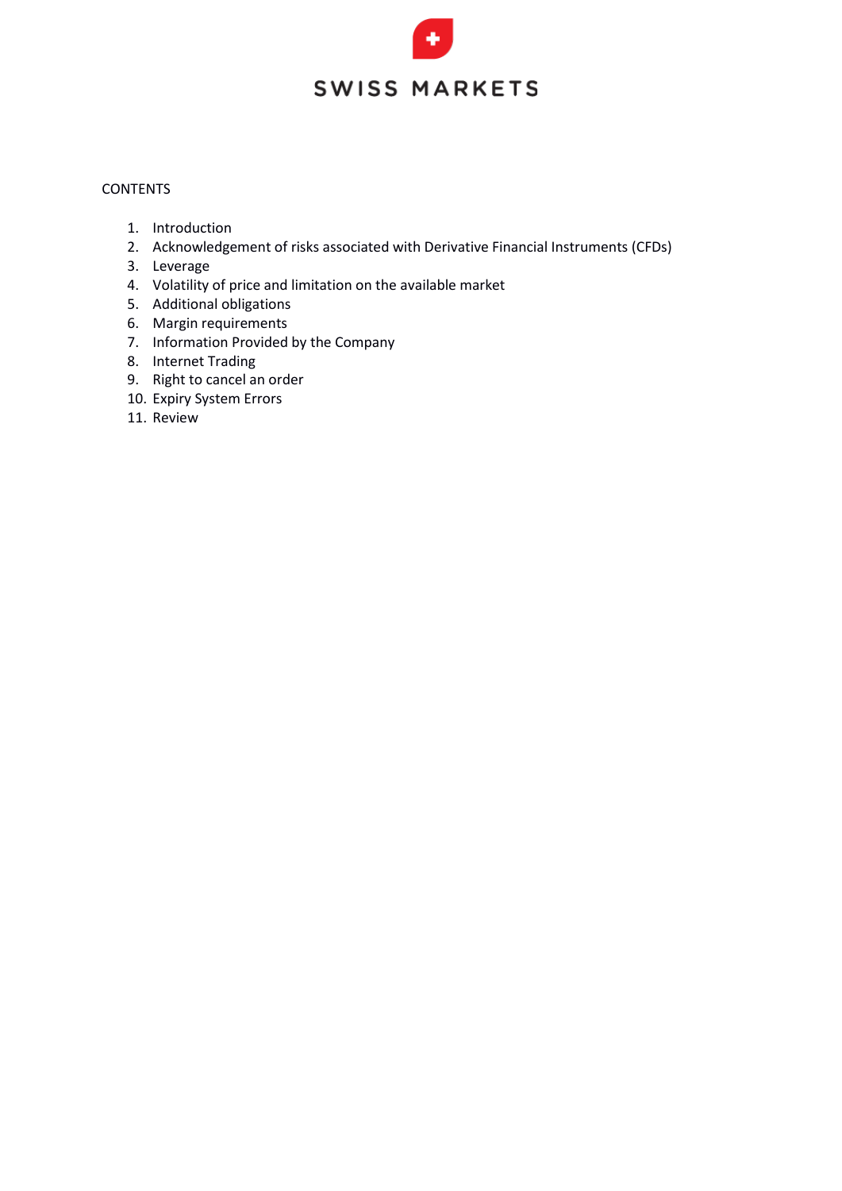SWISS MARKETS

CONTENTS

1. Introduction
2. Acknowledgement of risks associated with Derivative Financial Instruments (CFDs)
3. Leverage
4. Volatility of price and limitation on the available market
5. Additional obligations
6. Margin requirements
7. Information Provided by the Company
8. Internet Trading
9. Right to cancel an order
10. Expiry System Errors
11. Review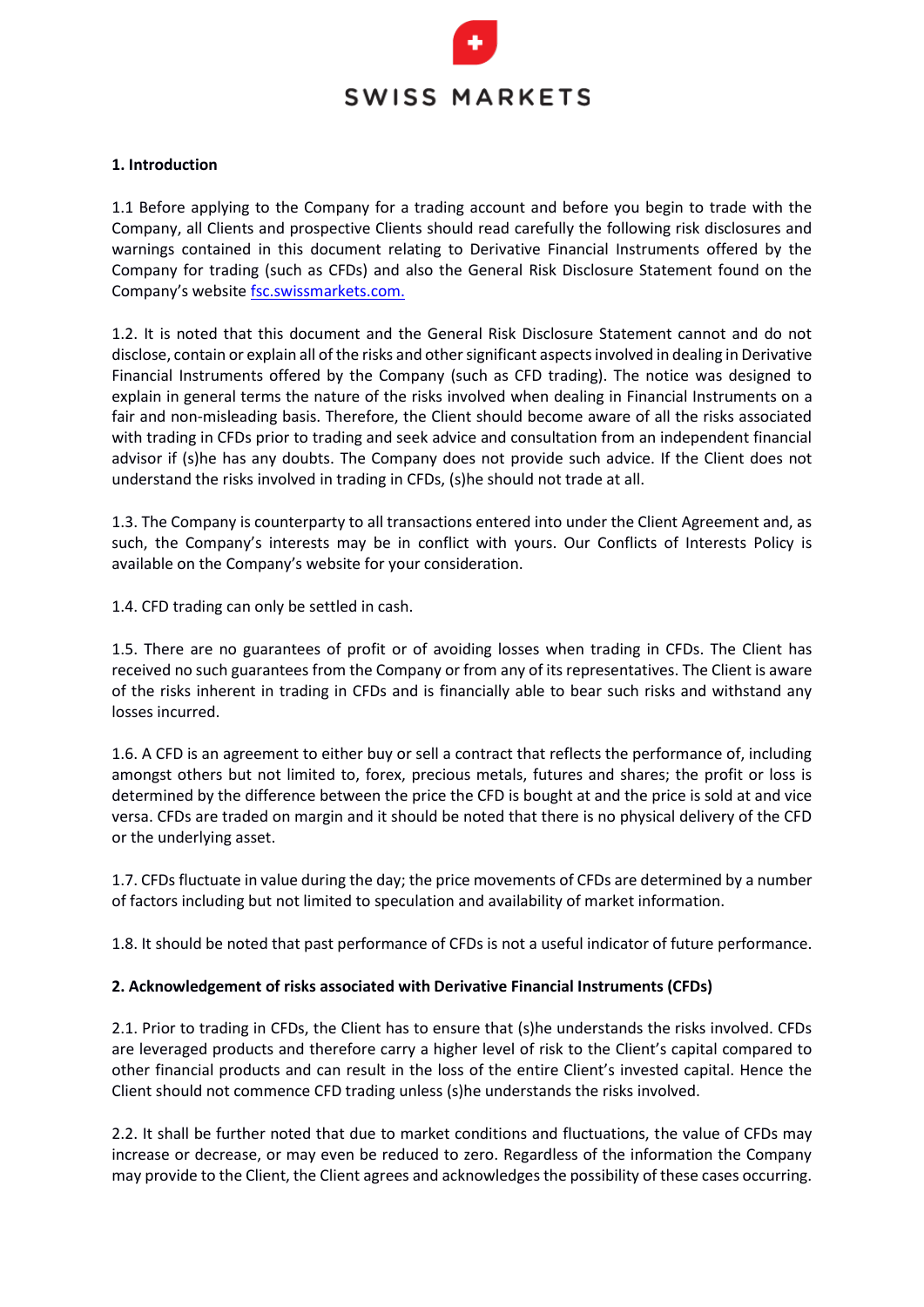**1. Introduction**

1.1 Before applying to the Company for a trading account and before you begin to trade with the Company, all Clients and prospective Clients should read carefully the following risk disclosures and warnings contained in this document relating to Derivative Financial Instruments offered by the Company for trading (such as CFDs) and also the General Risk Disclosure Statement found on the Company's website [fsc.swissmarkets.com.](fsc.swissmarkets.com)

1.2. It is noted that this document and the General Risk Disclosure Statement cannot and do not disclose, contain or explain all of the risks and other significant aspects involved in dealing in Derivative Financial Instruments offered by the Company (such as CFD trading). The notice was designed to explain in general terms the nature of the risks involved when dealing in Financial Instruments on a fair and non-misleading basis. Therefore, the Client should become aware of all the risks associated with trading in CFDs prior to trading and seek advice and consultation from an independent financial advisor if (s)he has any doubts. The Company does not provide such advice. If the Client does not understand the risks involved in trading in CFDs, (s)he should not trade at all.

1.3. The Company is counterparty to all transactions entered into under the Client Agreement and, as such, the Company's interests may be in conflict with yours. Our Conflicts of Interests Policy is available on the Company's website for your consideration.

1.4. CFD trading can only be settled in cash.

1.5. There are no guarantees of profit or of avoiding losses when trading in CFDs. The Client has received no such guarantees from the Company or from any of its representatives. The Client is aware of the risks inherent in trading in CFDs and is financially able to bear such risks and withstand any losses incurred.

1.6. A CFD is an agreement to either buy or sell a contract that reflects the performance of, including amongst others but not limited to, forex, precious metals, futures and shares; the profit or loss is determined by the difference between the price the CFD is bought at and the price is sold at and vice versa. CFDs are traded on margin and it should be noted that there is no physical delivery of the CFD or the underlying asset.

1.7. CFDs fluctuate in value during the day; the price movements of CFDs are determined by a number of factors including but not limited to speculation and availability of market information.

1.8. It should be noted that past performance of CFDs is not a useful indicator of future performance.

**2. Acknowledgement of risks associated with Derivative Financial Instruments (CFDs)**

2.1. Prior to trading in CFDs, the Client has to ensure that (s)he understands the risks involved. CFDs are leveraged products and therefore carry a higher level of risk to the Client's capital compared to other financial products and can result in the loss of the entire Client's invested capital. Hence the Client should not commence CFD trading unless (s)he understands the risks involved.

2.2. It shall be further noted that due to market conditions and fluctuations, the value of CFDs may increase or decrease, or may even be reduced to zero. Regardless of the information the Company may provide to the Client, the Client agrees and acknowledges the possibility of these cases occurring.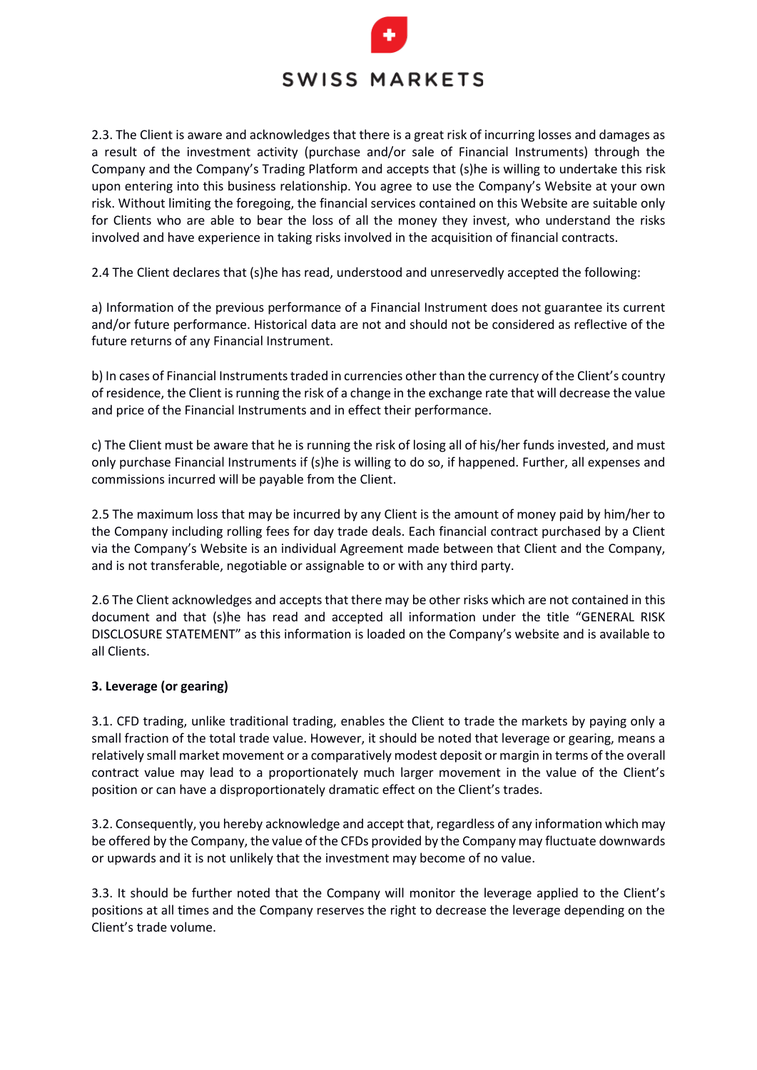2.3. The Client is aware and acknowledges that there is a great risk of incurring losses and damages as a result of the investment activity (purchase and/or sale of Financial Instruments) through the Company and the Company's Trading Platform and accepts that (s)he is willing to undertake this risk upon entering into this business relationship. You agree to use the Company's Website at your own risk. Without limiting the foregoing, the financial services contained on this Website are suitable only for Clients who are able to bear the loss of all the money they invest, who understand the risks involved and have experience in taking risks involved in the acquisition of financial contracts.

2.4 The Client declares that (s)he has read, understood and unreservedly accepted the following:

a) Information of the previous performance of a Financial Instrument does not guarantee its current and/or future performance. Historical data are not and should not be considered as reflective of the future returns of any Financial Instrument.

b) In cases of Financial Instruments traded in currencies other than the currency of the Client's country of residence, the Client is running the risk of a change in the exchange rate that will decrease the value and price of the Financial Instruments and in effect their performance.

c) The Client must be aware that he is running the risk of losing all of his/her funds invested, and must only purchase Financial Instruments if (s)he is willing to do so, if happened. Further, all expenses and commissions incurred will be payable from the Client.

2.5 The maximum loss that may be incurred by any Client is the amount of money paid by him/her to the Company including rolling fees for day trade deals. Each financial contract purchased by a Client via the Company's Website is an individual Agreement made between that Client and the Company, and is not transferable, negotiable or assignable to or with any third party.

2.6 The Client acknowledges and accepts that there may be other risks which are not contained in this document and that (s)he has read and accepted all information under the title "GENERAL RISK DISCLOSURE STATEMENT" as this information is loaded on the Company's website and is available to all Clients.

**3. Leverage (or gearing)**

3.1. CFD trading, unlike traditional trading, enables the Client to trade the markets by paying only a small fraction of the total trade value. However, it should be noted that leverage or gearing, means a relatively small market movement or a comparatively modest deposit or margin in terms of the overall contract value may lead to a proportionately much larger movement in the value of the Client's position or can have a disproportionately dramatic effect on the Client's trades.

3.2. Consequently, you hereby acknowledge and accept that, regardless of any information which may be offered by the Company, the value of the CFDs provided by the Company may fluctuate downwards or upwards and it is not unlikely that the investment may become of no value.

3.3. It should be further noted that the Company will monitor the leverage applied to the Client's positions at all times and the Company reserves the right to decrease the leverage depending on the Client's trade volume.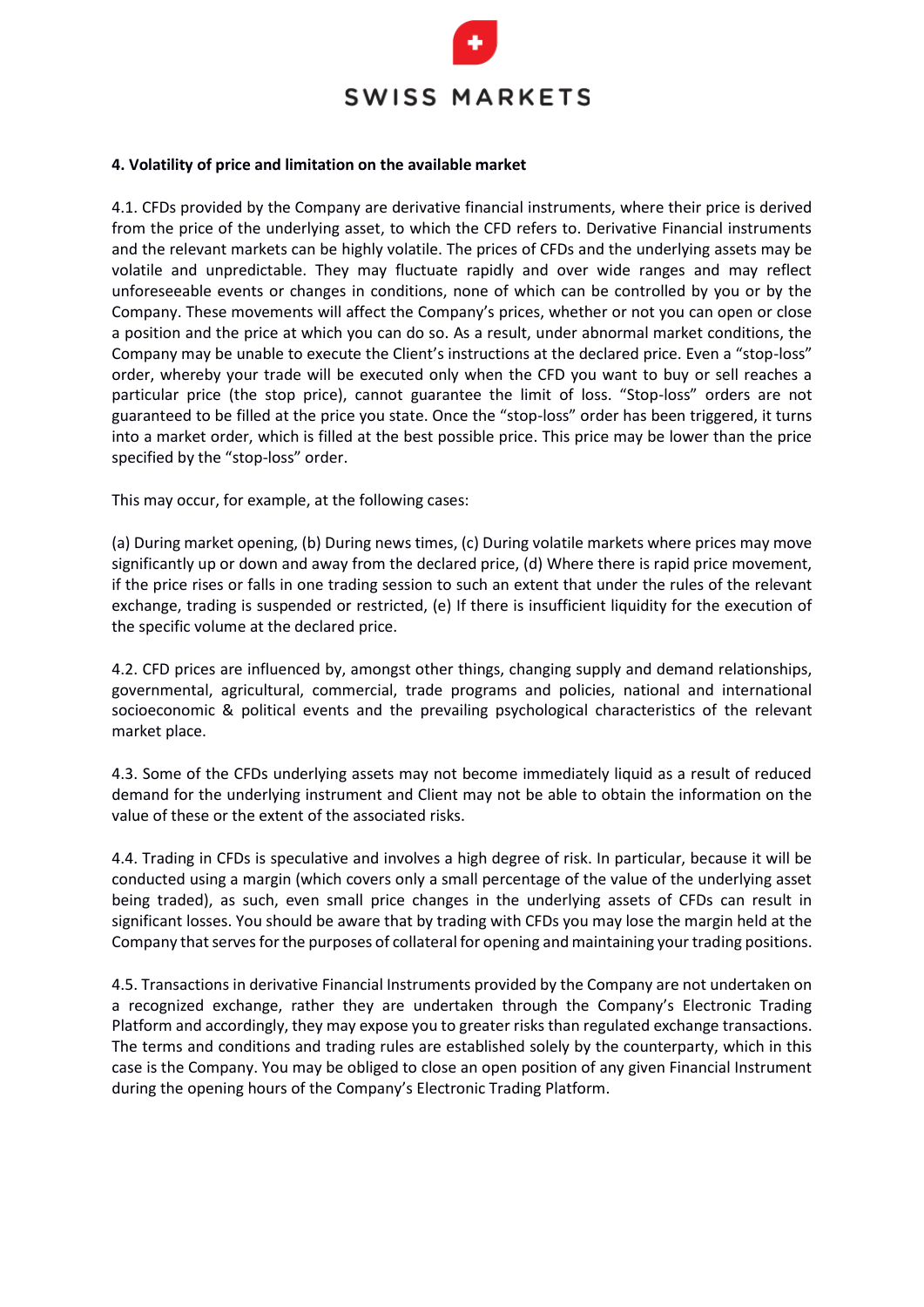#### 4. Volatility of price and limitation on the available market

4.1. CFDs provided by the Company are derivative financial instruments, where their price is derived from the price of the underlying asset, to which the CFD refers to. Derivative Financial instruments and the relevant markets can be highly volatile. The prices of CFDs and the underlying assets may be volatile and unpredictable. They may fluctuate rapidly and over wide ranges and may reflect unforeseeable events or changes in conditions, none of which can be controlled by you or by the Company. These movements will affect the Company's prices, whether or not you can open or close a position and the price at which you can do so. As a result, under abnormal market conditions, the Company may be unable to execute the Client's instructions at the declared price. Even a "stop-loss" order, whereby your trade will be executed only when the CFD you want to buy or sell reaches a particular price (the stop price), cannot guarantee the limit of loss. "Stop-loss" orders are not guaranteed to be filled at the price you state. Once the "stop-loss" order has been triggered, it turns into a market order, which is filled at the best possible price. This price may be lower than the price specified by the "stop-loss" order.

This may occur, for example, at the following cases:

(a) During market opening, (b) During news times, (c) During volatile markets where prices may move significantly up or down and away from the declared price, (d) Where there is rapid price movement, if the price rises or falls in one trading session to such an extent that under the rules of the relevant exchange, trading is suspended or restricted, (e) If there is insufficient liquidity for the execution of the specific volume at the declared price.

4.2. CFD prices are influenced by, amongst other things, changing supply and demand relationships, governmental, agricultural, commercial, trade programs and policies, national and international socioeconomic & political events and the prevailing psychological characteristics of the relevant market place.

4.3. Some of the CFDs underlying assets may not become immediately liquid as a result of reduced demand for the underlying instrument and Client may not be able to obtain the information on the value of these or the extent of the associated risks.

4.4. Trading in CFDs is speculative and involves a high degree of risk. In particular, because it will be conducted using a margin (which covers only a small percentage of the value of the underlying asset being traded), as such, even small price changes in the underlying assets of CFDs can result in significant losses. You should be aware that by trading with CFDs you may lose the margin held at the Company that serves for the purposes of collateral for opening and maintaining your trading positions.

4.5. Transactions in derivative Financial Instruments provided by the Company are not undertaken on a recognized exchange, rather they are undertaken through the Company's Electronic Trading Platform and accordingly, they may expose you to greater risks than regulated exchange transactions. The terms and conditions and trading rules are established solely by the counterparty, which in this case is the Company. You may be obliged to close an open position of any given Financial Instrument during the opening hours of the Company's Electronic Trading Platform.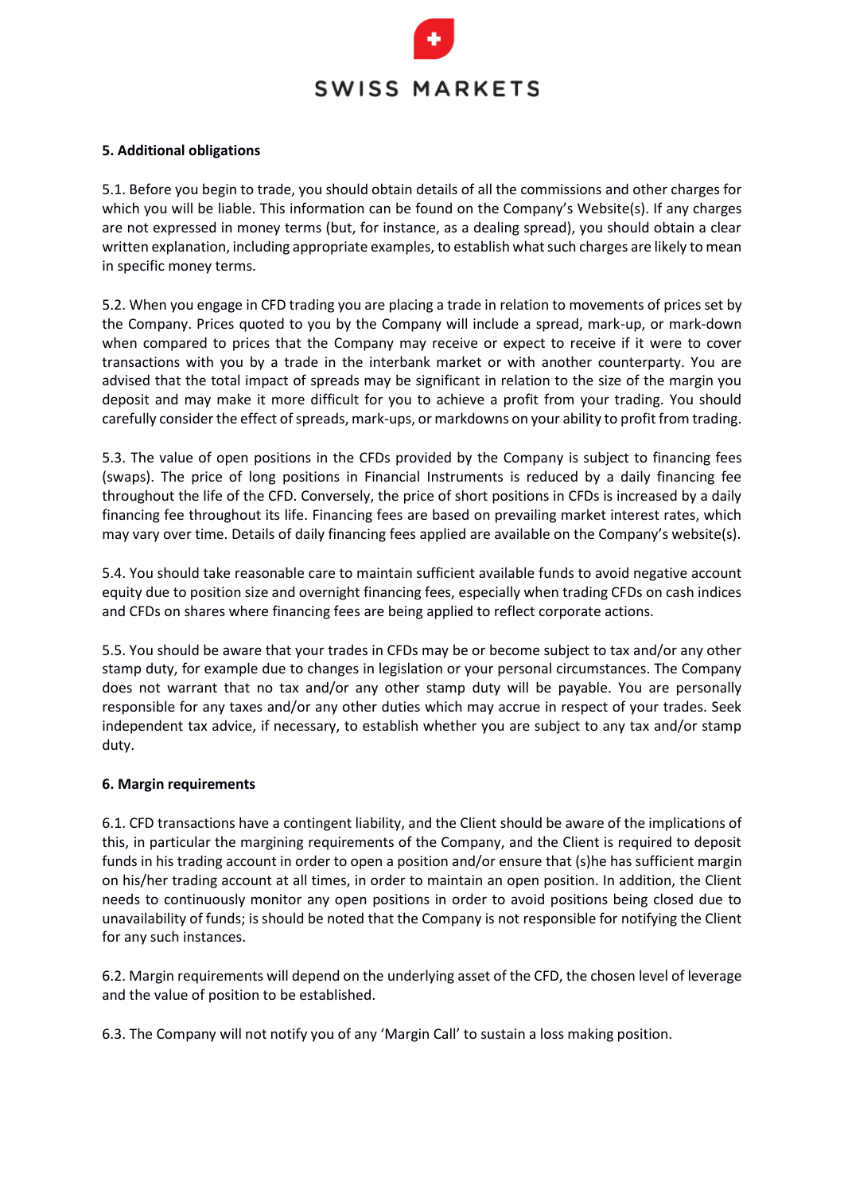## 5. Additional obligations

5.1. Before you begin to trade, you should obtain details of all the commissions and other charges for which you will be liable. This information can be found on the Company's Website(s). If any charges are not expressed in money terms (but, for instance, as a dealing spread), you should obtain a clear written explanation, including appropriate examples, to establish what such charges are likely to mean in specific money terms.

5.2. When you engage in CFD trading you are placing a trade in relation to movements of prices set by the Company. Prices quoted to you by the Company will include a spread, mark-up, or mark-down when compared to prices that the Company may receive or expect to receive if it were to cover transactions with you by a trade in the interbank market or with another counterparty. You are advised that the total impact of spreads may be significant in relation to the size of the margin you deposit and may make it more difficult for you to achieve a profit from your trading. You should carefully consider the effect of spreads, mark-ups, or markdowns on your ability to profit from trading.

5.3. The value of open positions in the CFDs provided by the Company is subject to financing fees (swaps). The price of long positions in Financial Instruments is reduced by a daily financing fee throughout the life of the CFD. Conversely, the price of short positions in CFDs is increased by a daily financing fee throughout its life. Financing fees are based on prevailing market interest rates, which may vary over time. Details of daily financing fees applied are available on the Company's website(s).

5.4. You should take reasonable care to maintain sufficient available funds to avoid negative account equity due to position size and overnight financing fees, especially when trading CFDs on cash indices and CFDs on shares where financing fees are being applied to reflect corporate actions.

5.5. You should be aware that your trades in CFDs may be or become subject to tax and/or any other stamp duty, for example due to changes in legislation or your personal circumstances. The Company does not warrant that no tax and/or any other stamp duty will be payable. You are personally responsible for any taxes and/or any other duties which may accrue in respect of your trades. Seek independent tax advice, if necessary, to establish whether you are subject to any tax and/or stamp duty.

## 6. Margin requirements

6.1. CFD transactions have a contingent liability, and the Client should be aware of the implications of this, in particular the margining requirements of the Company, and the Client is required to deposit funds in his trading account in order to open a position and/or ensure that (s)he has sufficient margin on his/her trading account at all times, in order to maintain an open position. In addition, the Client needs to continuously monitor any open positions in order to avoid positions being closed due to unavailability of funds; is should be noted that the Company is not responsible for notifying the Client for any such instances.

6.2. Margin requirements will depend on the underlying asset of the CFD, the chosen level of leverage and the value of position to be established.

6.3. The Company will not notify you of any 'Margin Call' to sustain a loss making position.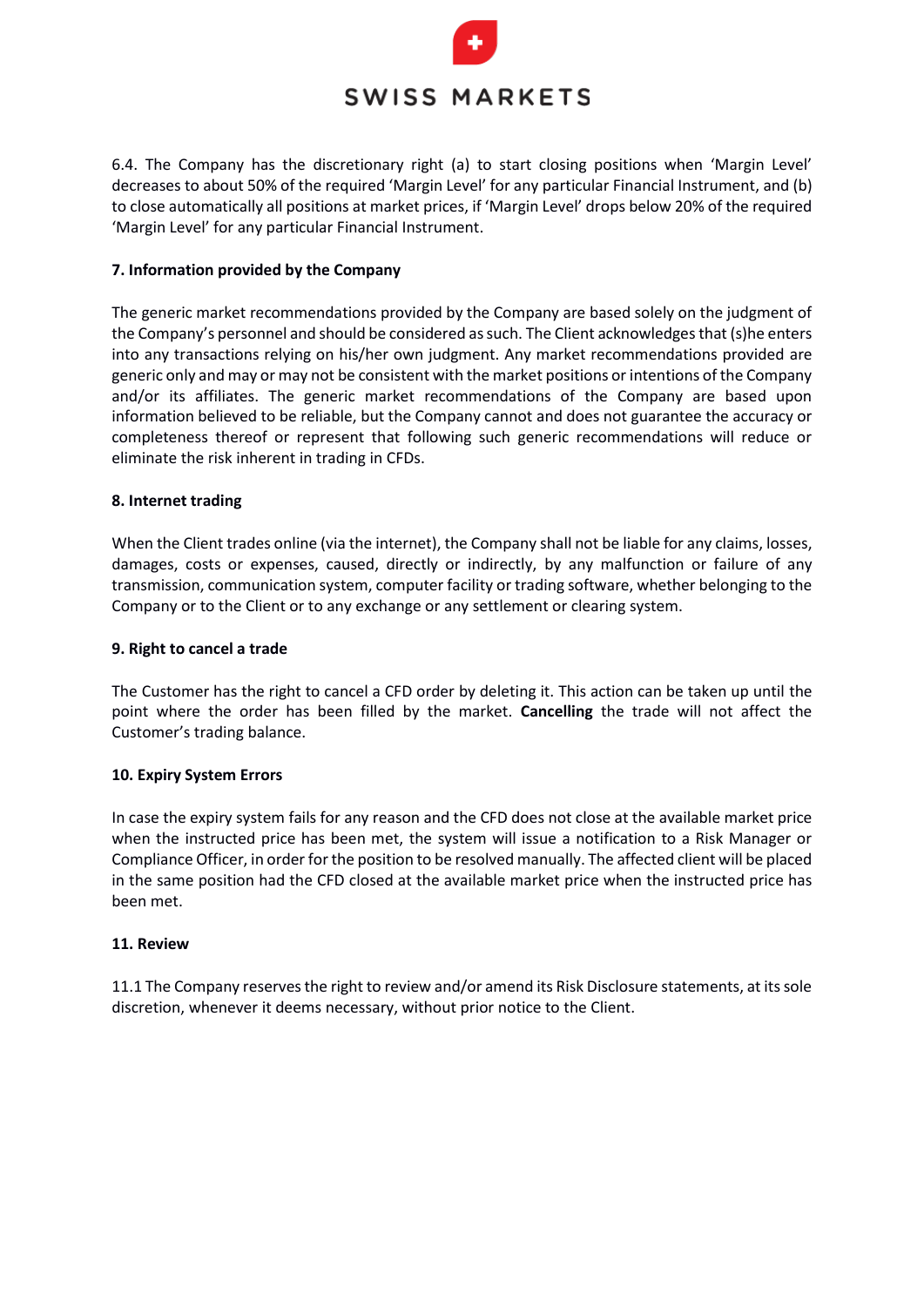6.4. The Company has the discretionary right (a) to start closing positions when ‘Margin Level’ decreases to about 50% of the required ‘Margin Level’ for any particular Financial Instrument, and (b) to close automatically all positions at market prices, if ‘Margin Level’ drops below 20% of the required ‘Margin Level’ for any particular Financial Instrument.

### 7. Information provided by the Company

The generic market recommendations provided by the Company are based solely on the judgment of the Company’s personnel and should be considered as such. The Client acknowledges that (s)he enters into any transactions relying on his/her own judgment. Any market recommendations provided are generic only and may or may not be consistent with the market positions or intentions of the Company and/or its affiliates. The generic market recommendations of the Company are based upon information believed to be reliable, but the Company cannot and does not guarantee the accuracy or completeness thereof or represent that following such generic recommendations will reduce or eliminate the risk inherent in trading in CFDs.

### 8. Internet trading

When the Client trades online (via the internet), the Company shall not be liable for any claims, losses, damages, costs or expenses, caused, directly or indirectly, by any malfunction or failure of any transmission, communication system, computer facility or trading software, whether belonging to the Company or to the Client or to any exchange or any settlement or clearing system.

### 9. Right to cancel a trade

The Customer has the right to cancel a CFD order by deleting it. This action can be taken up until the point where the order has been filled by the market. **Cancelling** the trade will not affect the Customer’s trading balance.

### 10. Expiry System Errors

In case the expiry system fails for any reason and the CFD does not close at the available market price when the instructed price has been met, the system will issue a notification to a Risk Manager or Compliance Officer, in order for the position to be resolved manually. The affected client will be placed in the same position had the CFD closed at the available market price when the instructed price has been met.

### 11. Review

11.1 The Company reserves the right to review and/or amend its Risk Disclosure statements, at its sole discretion, whenever it deems necessary, without prior notice to the Client.